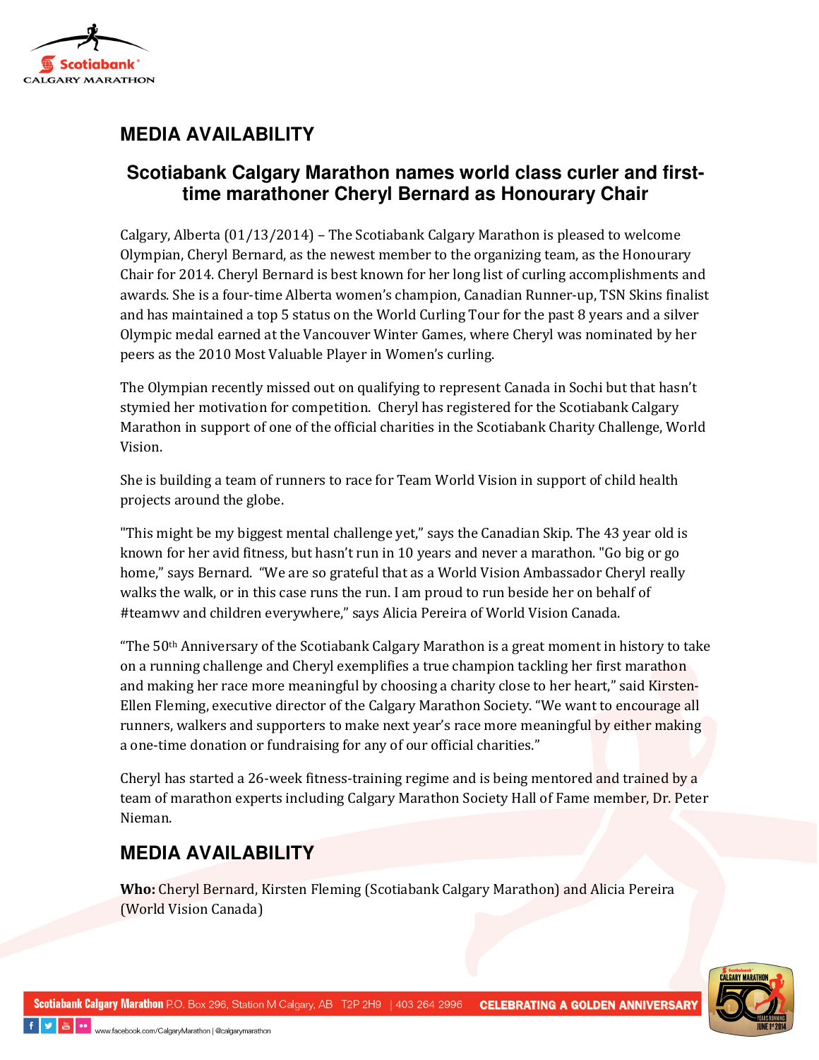# MEDIA AVAILABILITY

## Scotiabank Calgary Marathon names world class curler and first-time marathoner Cheryl Bernard as Honourary Chair

Calgary, Alberta (01/13/2014) – The Scotiabank Calgary Marathon is pleased to welcome Olympian, Cheryl Bernard, as the newest member to the organizing team, as the Honourary Chair for 2014. Cheryl Bernard is best known for her long list of curling accomplishments and awards. She is a four-time Alberta women's champion, Canadian Runner-up, TSN Skins finalist and has maintained a top 5 status on the World Curling Tour for the past 8 years and a silver Olympic medal earned at the Vancouver Winter Games, where Cheryl was nominated by her peers as the 2010 Most Valuable Player in Women's curling.

The Olympian recently missed out on qualifying to represent Canada in Sochi but that hasn't stymied her motivation for competition. Cheryl has registered for the Scotiabank Calgary Marathon in support of one of the official charities in the Scotiabank Charity Challenge, World Vision.

She is building a team of runners to race for Team World Vision in support of child health projects around the globe.

"This might be my biggest mental challenge yet," says the Canadian Skip. The 43 year old is known for her avid fitness, but hasn't run in 10 years and never a marathon. "Go big or go home," says Bernard. "We are so grateful that as a World Vision Ambassador Cheryl really walks the walk, or in this case runs the run. I am proud to run beside her on behalf of #teamwv and children everywhere," says Alicia Pereira of World Vision Canada.

"The 50th Anniversary of the Scotiabank Calgary Marathon is a great moment in history to take on a running challenge and Cheryl exemplifies a true champion tackling her first marathon and making her race more meaningful by choosing a charity close to her heart," said Kirsten-Ellen Fleming, executive director of the Calgary Marathon Society. "We want to encourage all runners, walkers and supporters to make next year's race more meaningful by either making a one-time donation or fundraising for any of our official charities."

Cheryl has started a 26-week fitness-training regime and is being mentored and trained by a team of marathon experts including Calgary Marathon Society Hall of Fame member, Dr. Peter Nieman.

## MEDIA AVAILABILITY

**Who:** Cheryl Bernard, Kirsten Fleming (Scotiabank Calgary Marathon) and Alicia Pereira (World Vision Canada)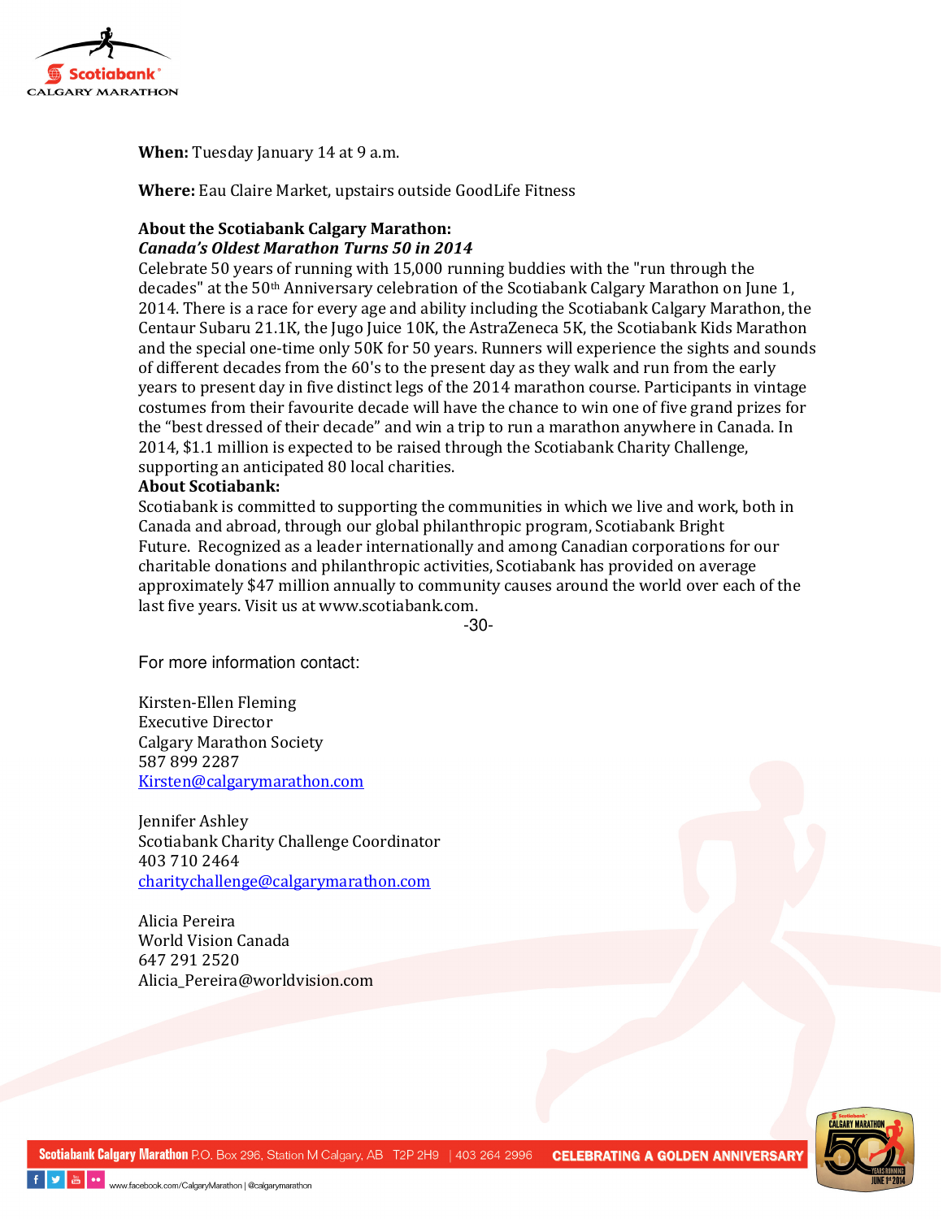**When:** Tuesday January 14 at 9 a.m.

**Where:** Eau Claire Market, upstairs outside GoodLife Fitness

**About the Scotiabank Calgary Marathon:**
***Canada's Oldest Marathon Turns 50 in 2014***
Celebrate 50 years of running with 15,000 running buddies with the "run through the decades" at the 50th Anniversary celebration of the Scotiabank Calgary Marathon on June 1, 2014. There is a race for every age and ability including the Scotiabank Calgary Marathon, the Centaur Subaru 21.1K, the Jugo Juice 10K, the AstraZeneca 5K, the Scotiabank Kids Marathon and the special one-time only 50K for 50 years. Runners will experience the sights and sounds of different decades from the 60's to the present day as they walk and run from the early years to present day in five distinct legs of the 2014 marathon course. Participants in vintage costumes from their favourite decade will have the chance to win one of five grand prizes for the "best dressed of their decade" and win a trip to run a marathon anywhere in Canada. In 2014, $1.1 million is expected to be raised through the Scotiabank Charity Challenge, supporting an anticipated 80 local charities.

**About Scotiabank:**
Scotiabank is committed to supporting the communities in which we live and work, both in Canada and abroad, through our global philanthropic program, Scotiabank Bright Future. Recognized as a leader internationally and among Canadian corporations for our charitable donations and philanthropic activities, Scotiabank has provided on average approximately $47 million annually to community causes around the world over each of the last five years. Visit us at www.scotiabank.com.

-30-

For more information contact:

Kirsten-Ellen Fleming
Executive Director
Calgary Marathon Society
587 899 2287
Kirsten@calgarymarathon.com

Jennifer Ashley
Scotiabank Charity Challenge Coordinator
403 710 2464
charitychallenge@calgarymarathon.com

Alicia Pereira
World Vision Canada
647 291 2520
Alicia_Pereira@worldvision.com